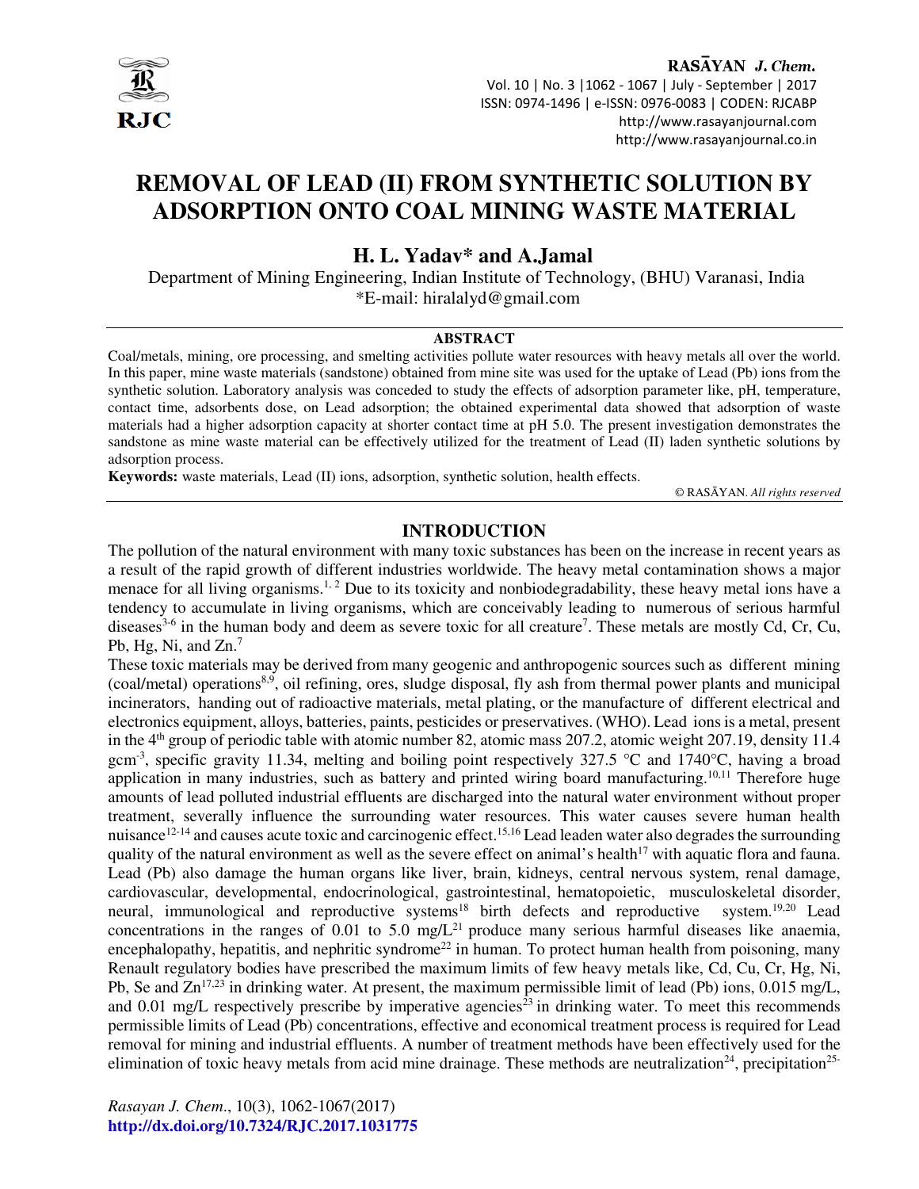# REMOVAL OF LEAD (II) FROM SYNTHETIC SOLUTION BY ADSORPTION ONTO COAL MINING WASTE MATERIAL

**H. L. Yadav\* and A.Jamal**

Department of Mining Engineering, Indian Institute of Technology, (BHU) Varanasi, India

\*E-mail: hiralalyd@gmail.com

## ABSTRACT

Coal/metals, mining, ore processing, and smelting activities pollute water resources with heavy metals all over the world. In this paper, mine waste materials (sandstone) obtained from mine site was used for the uptake of Lead (Pb) ions from the synthetic solution. Laboratory analysis was conceded to study the effects of adsorption parameter like, pH, temperature, contact time, adsorbents dose, on Lead adsorption; the obtained experimental data showed that adsorption of waste materials had a higher adsorption capacity at shorter contact time at pH 5.0. The present investigation demonstrates the sandstone as mine waste material can be effectively utilized for the treatment of Lead (II) laden synthetic solutions by adsorption process.

**Keywords:** waste materials, Lead (II) ions, adsorption, synthetic solution, health effects.

© RASĀYAN. *All rights reserved*

## INTRODUCTION

The pollution of the natural environment with many toxic substances has been on the increase in recent years as a result of the rapid growth of different industries worldwide. The heavy metal contamination shows a major menace for all living organisms.[1, 2] Due to its toxicity and nonbiodegradability, these heavy metal ions have a tendency to accumulate in living organisms, which are conceivably leading to numerous of serious harmful diseases[3-6] in the human body and deem as severe toxic for all creature[7]. These metals are mostly Cd, Cr, Cu, Pb, Hg, Ni, and Zn.[7]

These toxic materials may be derived from many geogenic and anthropogenic sources such as different mining (coal/metal) operations[8,9], oil refining, ores, sludge disposal, fly ash from thermal power plants and municipal incinerators, handing out of radioactive materials, metal plating, or the manufacture of different electrical and electronics equipment, alloys, batteries, paints, pesticides or preservatives. (WHO). Lead ions is a metal, present in the 4th group of periodic table with atomic number 82, atomic mass 207.2, atomic weight 207.19, density 11.4 $gcm^{-3}$, specific gravity 11.34, melting and boiling point respectively 327.5 °C and 1740°C, having a broad application in many industries, such as battery and printed wiring board manufacturing.[10,11] Therefore huge amounts of lead polluted industrial effluents are discharged into the natural water environment without proper treatment, severally influence the surrounding water resources. This water causes severe human health nuisance[12-14] and causes acute toxic and carcinogenic effect.[15,16] Lead leaden water also degrades the surrounding quality of the natural environment as well as the severe effect on animal's health[17] with aquatic flora and fauna. Lead (Pb) also damage the human organs like liver, brain, kidneys, central nervous system, renal damage, cardiovascular, developmental, endocrinological, gastrointestinal, hematopoietic, musculoskeletal disorder, neural, immunological and reproductive systems[18] birth defects and reproductive system.[19,20] Lead concentrations in the ranges of 0.01 to 5.0 mg/L[21] produce many serious harmful diseases like anaemia, encephalopathy, hepatitis, and nephritic syndrome[22] in human. To protect human health from poisoning, many Renault regulatory bodies have prescribed the maximum limits of few heavy metals like, Cd, Cu, Cr, Hg, Ni, Pb, Se and Zn[17,23] in drinking water. At present, the maximum permissible limit of lead (Pb) ions, 0.015 mg/L, and 0.01 mg/L respectively prescribe by imperative agencies[23] in drinking water. To meet this recommends permissible limits of Lead (Pb) concentrations, effective and economical treatment process is required for Lead removal for mining and industrial effluents. A number of treatment methods have been effectively used for the elimination of toxic heavy metals from acid mine drainage. These methods are neutralization[24], precipitation[25-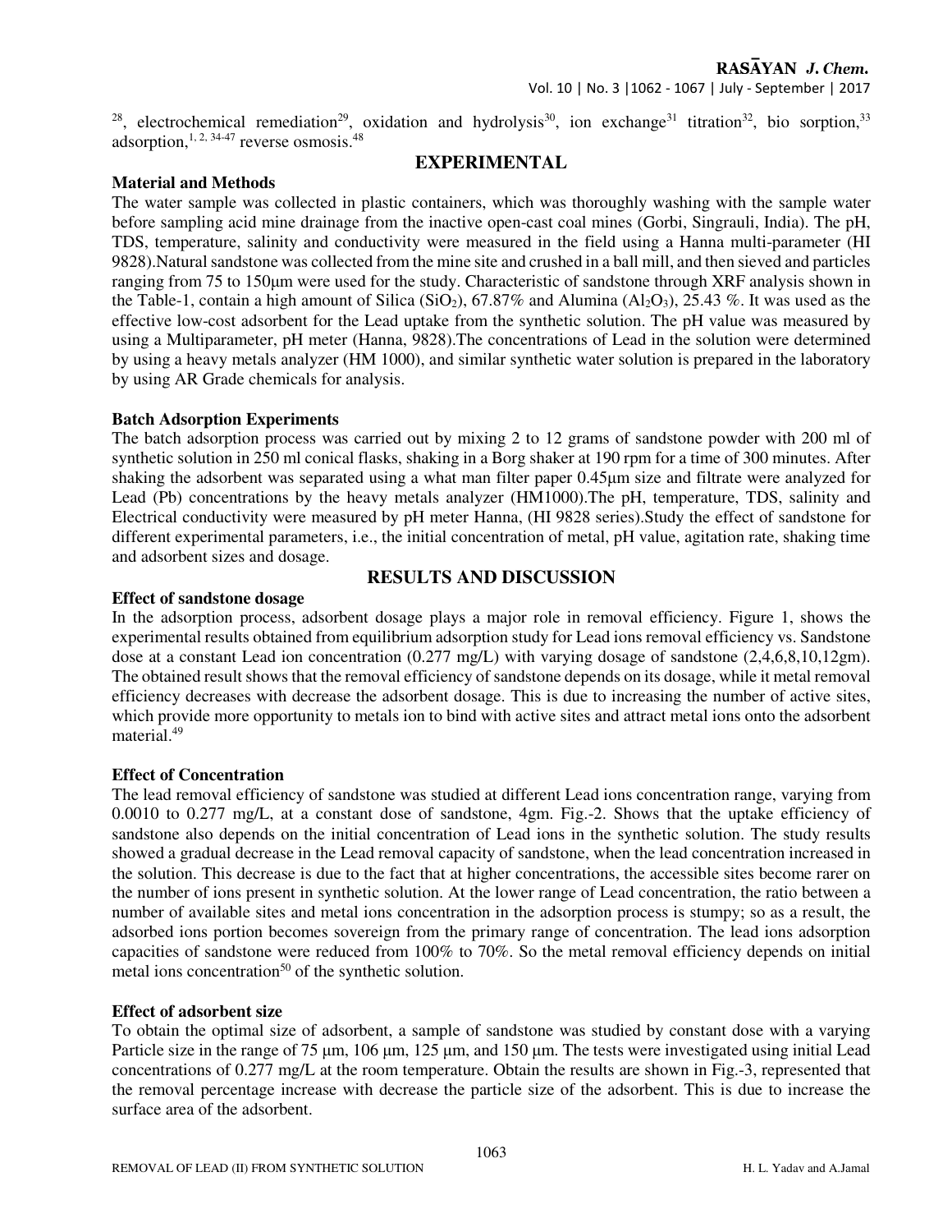[28], electrochemical remediation[29], oxidation and hydrolysis[30], ion exchange[31] titration[32], bio sorption,[33] adsorption,[1, 2, 34-47] reverse osmosis.[48]

## EXPERIMENTAL

### Material and Methods

The water sample was collected in plastic containers, which was thoroughly washing with the sample water before sampling acid mine drainage from the inactive open-cast coal mines (Gorbi, Singrauli, India). The pH, TDS, temperature, salinity and conductivity were measured in the field using a Hanna multi-parameter (HI 9828).Natural sandstone was collected from the mine site and crushed in a ball mill, and then sieved and particles ranging from 75 to 150μm were used for the study. Characteristic of sandstone through XRF analysis shown in the Table-1, contain a high amount of Silica ($SiO_2$), 67.87% and Alumina ($Al_2O_3$), 25.43 %. It was used as the effective low-cost adsorbent for the Lead uptake from the synthetic solution. The pH value was measured by using a Multiparameter, pH meter (Hanna, 9828).The concentrations of Lead in the solution were determined by using a heavy metals analyzer (HM 1000), and similar synthetic water solution is prepared in the laboratory by using AR Grade chemicals for analysis.

### Batch Adsorption Experiments

The batch adsorption process was carried out by mixing 2 to 12 grams of sandstone powder with 200 ml of synthetic solution in 250 ml conical flasks, shaking in a Borg shaker at 190 rpm for a time of 300 minutes. After shaking the adsorbent was separated using a what man filter paper 0.45μm size and filtrate were analyzed for Lead (Pb) concentrations by the heavy metals analyzer (HM1000).The pH, temperature, TDS, salinity and Electrical conductivity were measured by pH meter Hanna, (HI 9828 series).Study the effect of sandstone for different experimental parameters, i.e., the initial concentration of metal, pH value, agitation rate, shaking time and adsorbent sizes and dosage.

## RESULTS AND DISCUSSION

### Effect of sandstone dosage

In the adsorption process, adsorbent dosage plays a major role in removal efficiency. Figure 1, shows the experimental results obtained from equilibrium adsorption study for Lead ions removal efficiency vs. Sandstone dose at a constant Lead ion concentration (0.277 mg/L) with varying dosage of sandstone (2,4,6,8,10,12gm). The obtained result shows that the removal efficiency of sandstone depends on its dosage, while it metal removal efficiency decreases with decrease the adsorbent dosage. This is due to increasing the number of active sites, which provide more opportunity to metals ion to bind with active sites and attract metal ions onto the adsorbent material.[49]

### Effect of Concentration

The lead removal efficiency of sandstone was studied at different Lead ions concentration range, varying from 0.0010 to 0.277 mg/L, at a constant dose of sandstone, 4gm. Fig.-2. Shows that the uptake efficiency of sandstone also depends on the initial concentration of Lead ions in the synthetic solution. The study results showed a gradual decrease in the Lead removal capacity of sandstone, when the lead concentration increased in the solution. This decrease is due to the fact that at higher concentrations, the accessible sites become rarer on the number of ions present in synthetic solution. At the lower range of Lead concentration, the ratio between a number of available sites and metal ions concentration in the adsorption process is stumpy; so as a result, the adsorbed ions portion becomes sovereign from the primary range of concentration. The lead ions adsorption capacities of sandstone were reduced from 100% to 70%. So the metal removal efficiency depends on initial metal ions concentration[50] of the synthetic solution.

### Effect of adsorbent size

To obtain the optimal size of adsorbent, a sample of sandstone was studied by constant dose with a varying Particle size in the range of 75 μm, 106 μm, 125 μm, and 150 μm. The tests were investigated using initial Lead concentrations of 0.277 mg/L at the room temperature. Obtain the results are shown in Fig.-3, represented that the removal percentage increase with decrease the particle size of the adsorbent. This is due to increase the surface area of the adsorbent.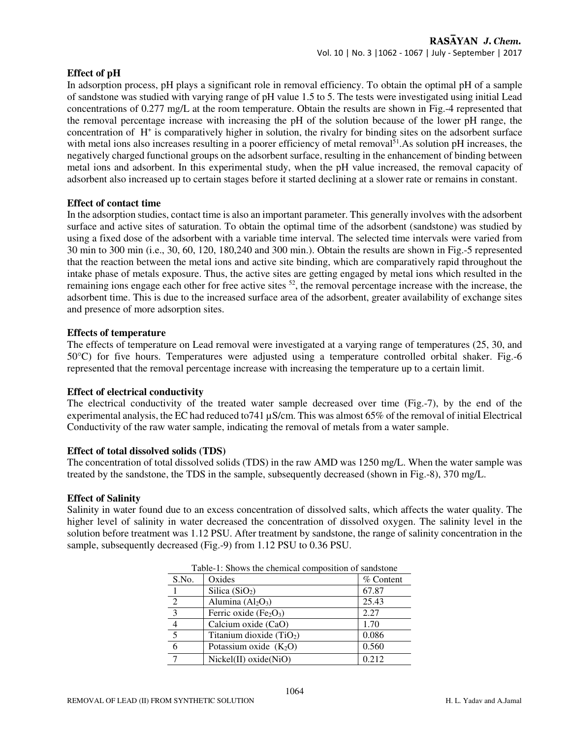### Effect of pH

In adsorption process, pH plays a significant role in removal efficiency. To obtain the optimal pH of a sample of sandstone was studied with varying range of pH value 1.5 to 5. The tests were investigated using initial Lead concentrations of 0.277 mg/L at the room temperature. Obtain the results are shown in Fig.-4 represented that the removal percentage increase with increasing the pH of the solution because of the lower pH range, the concentration of $H^+$ is comparatively higher in solution, the rivalry for binding sites on the adsorbent surface with metal ions also increases resulting in a poorer efficiency of metal removal[51].As solution pH increases, the negatively charged functional groups on the adsorbent surface, resulting in the enhancement of binding between metal ions and adsorbent. In this experimental study, when the pH value increased, the removal capacity of adsorbent also increased up to certain stages before it started declining at a slower rate or remains in constant.

### Effect of contact time

In the adsorption studies, contact time is also an important parameter. This generally involves with the adsorbent surface and active sites of saturation. To obtain the optimal time of the adsorbent (sandstone) was studied by using a fixed dose of the adsorbent with a variable time interval. The selected time intervals were varied from 30 min to 300 min (i.e., 30, 60, 120, 180,240 and 300 min.). Obtain the results are shown in Fig.-5 represented that the reaction between the metal ions and active site binding, which are comparatively rapid throughout the intake phase of metals exposure. Thus, the active sites are getting engaged by metal ions which resulted in the remaining ions engage each other for free active sites [52], the removal percentage increase with the increase, the adsorbent time. This is due to the increased surface area of the adsorbent, greater availability of exchange sites and presence of more adsorption sites.

### Effects of temperature

The effects of temperature on Lead removal were investigated at a varying range of temperatures (25, 30, and 50°C) for five hours. Temperatures were adjusted using a temperature controlled orbital shaker. Fig.-6 represented that the removal percentage increase with increasing the temperature up to a certain limit.

### Effect of electrical conductivity

The electrical conductivity of the treated water sample decreased over time (Fig.-7), by the end of the experimental analysis, the EC had reduced to741 µS/cm. This was almost 65% of the removal of initial Electrical Conductivity of the raw water sample, indicating the removal of metals from a water sample.

### Effect of total dissolved solids (TDS)

The concentration of total dissolved solids (TDS) in the raw AMD was 1250 mg/L. When the water sample was treated by the sandstone, the TDS in the sample, subsequently decreased (shown in Fig.-8), 370 mg/L.

### Effect of Salinity

Salinity in water found due to an excess concentration of dissolved salts, which affects the water quality. The higher level of salinity in water decreased the concentration of dissolved oxygen. The salinity level in the solution before treatment was 1.12 PSU. After treatment by sandstone, the range of salinity concentration in the sample, subsequently decreased (Fig.-9) from 1.12 PSU to 0.36 PSU.

Table-1: Shows the chemical composition of sandstone

| S.No. | Oxides | % Content |
|---|---|---|
| 1 | Silica ($SiO_2$) | 67.87 |
| 2 | Alumina ($Al_2O_3$) | 25.43 |
| 3 | Ferric oxide ($Fe_2O_3$) | 2.27 |
| 4 | Calcium oxide (CaO) | 1.70 |
| 5 | Titanium dioxide ($TiO_2$) | 0.086 |
| 6 | Potassium oxide ($K_2O$) | 0.560 |
| 7 | Nickel(II) oxide(NiO) | 0.212 |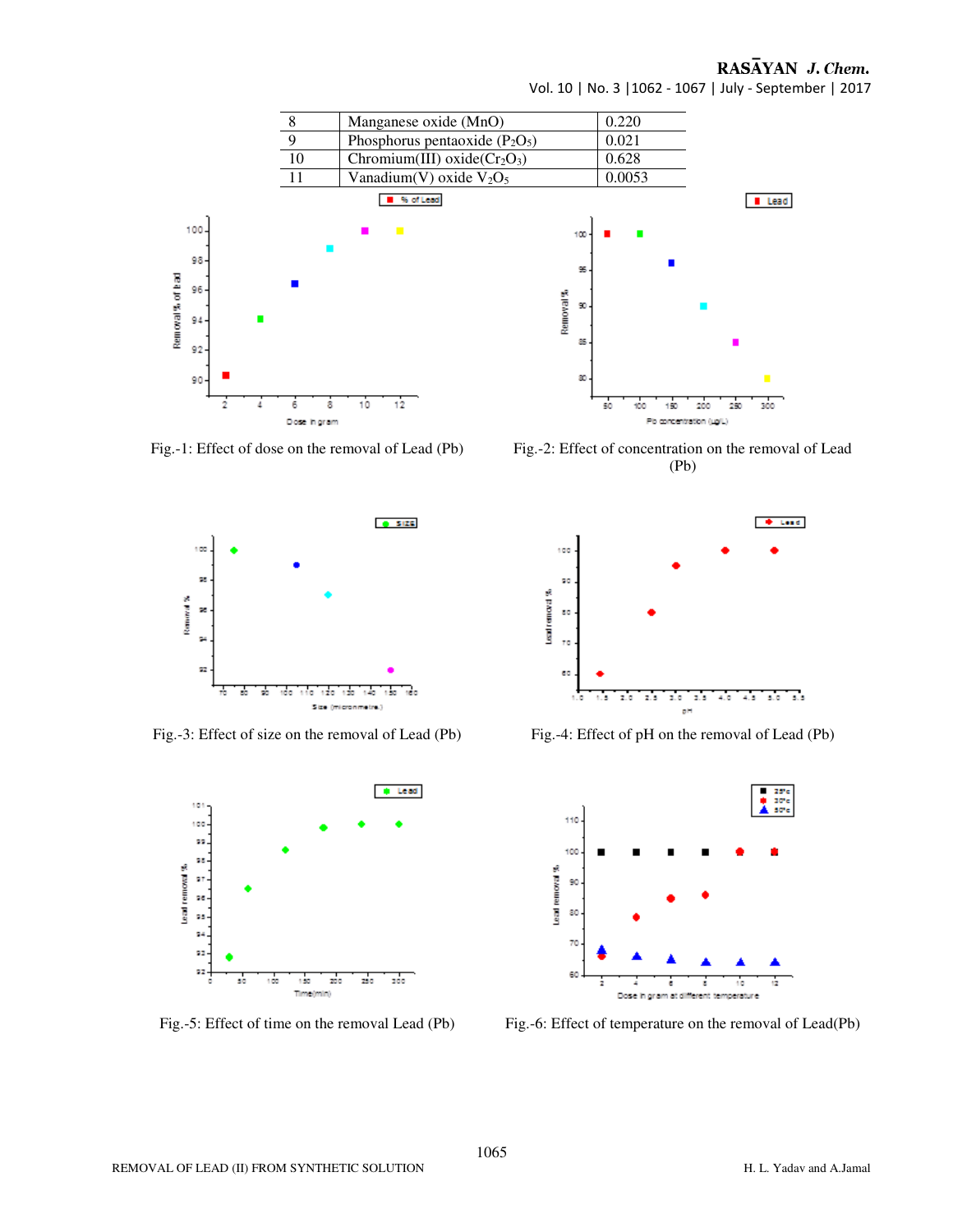| 8 | Manganese oxide (MnO) | 0.220 |
|---|---|---|
| 9 | Phosphorus pentaoxide ($P_2O_5$) | 0.021 |
| 10 | Chromium(III) oxide($Cr_2O_3$) | 0.628 |
| 11 | Vanadium(V) oxide $V_2O_5$ | 0.0053 |

Fig.-1: Effect of dose on the removal of Lead (Pb)

Fig.-2: Effect of concentration on the removal of Lead (Pb)

Fig.-3: Effect of size on the removal of Lead (Pb)

Fig.-4: Effect of pH on the removal of Lead (Pb)

Fig.-5: Effect of time on the removal Lead (Pb)

Fig.-6: Effect of temperature on the removal of Lead(Pb)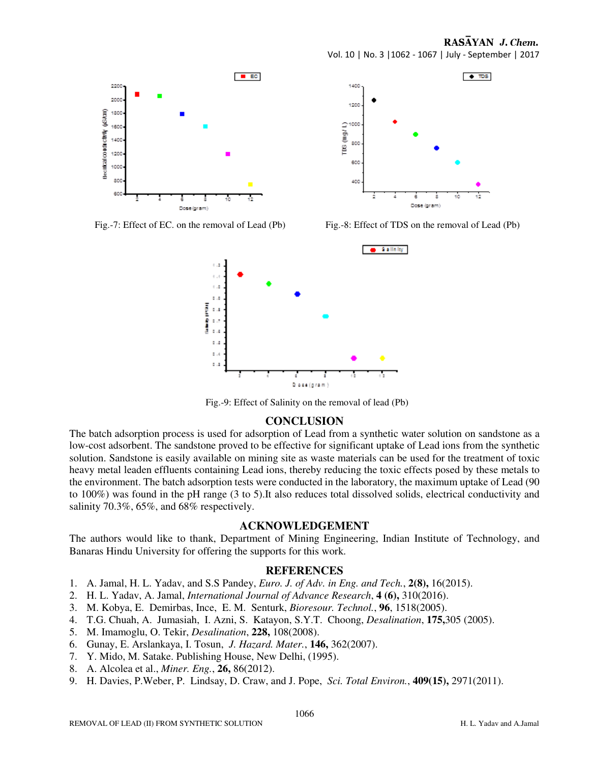Fig.-7: Effect of EC. on the removal of Lead (Pb)

Fig.-8: Effect of TDS on the removal of Lead (Pb)

Fig.-9: Effect of Salinity on the removal of lead (Pb)

## CONCLUSION

The batch adsorption process is used for adsorption of Lead from a synthetic water solution on sandstone as a low-cost adsorbent. The sandstone proved to be effective for significant uptake of Lead ions from the synthetic solution. Sandstone is easily available on mining site as waste materials can be used for the treatment of toxic heavy metal leaden effluents containing Lead ions, thereby reducing the toxic effects posed by these metals to the environment. The batch adsorption tests were conducted in the laboratory, the maximum uptake of Lead (90 to 100%) was found in the pH range (3 to 5).It also reduces total dissolved solids, electrical conductivity and salinity 70.3%, 65%, and 68% respectively.

## ACKNOWLEDGEMENT

The authors would like to thank, Department of Mining Engineering, Indian Institute of Technology, and Banaras Hindu University for offering the supports for this work.

## REFERENCES

1. A. Jamal, H. L. Yadav, and S.S Pandey, *Euro. J. of Adv. in Eng. and Tech.*, **2(8),** 16(2015).
2. H. L. Yadav, A. Jamal, *International Journal of Advance Research*, **4 (6),** 310(2016).
3. M. Kobya, E. Demirbas, Ince, E. M. Senturk, *Bioresour. Technol.*, **96**, 1518(2005).
4. T.G. Chuah, A. Jumasiah, I. Azni, S. Katayon, S.Y.T. Choong, *Desalination*, **175,**305 (2005).
5. M. Imamoglu, O. Tekir, *Desalination*, **228,** 108(2008).
6. Gunay, E. Arslankaya, I. Tosun, *J. Hazard. Mater.*, **146,** 362(2007).
7. Y. Mido, M. Satake. Publishing House, New Delhi, (1995).
8. A. Alcolea et al., *Miner. Eng.*, **26,** 86(2012).
9. H. Davies, P.Weber, P. Lindsay, D. Craw, and J. Pope, *Sci. Total Environ.*, **409(15),** 2971(2011).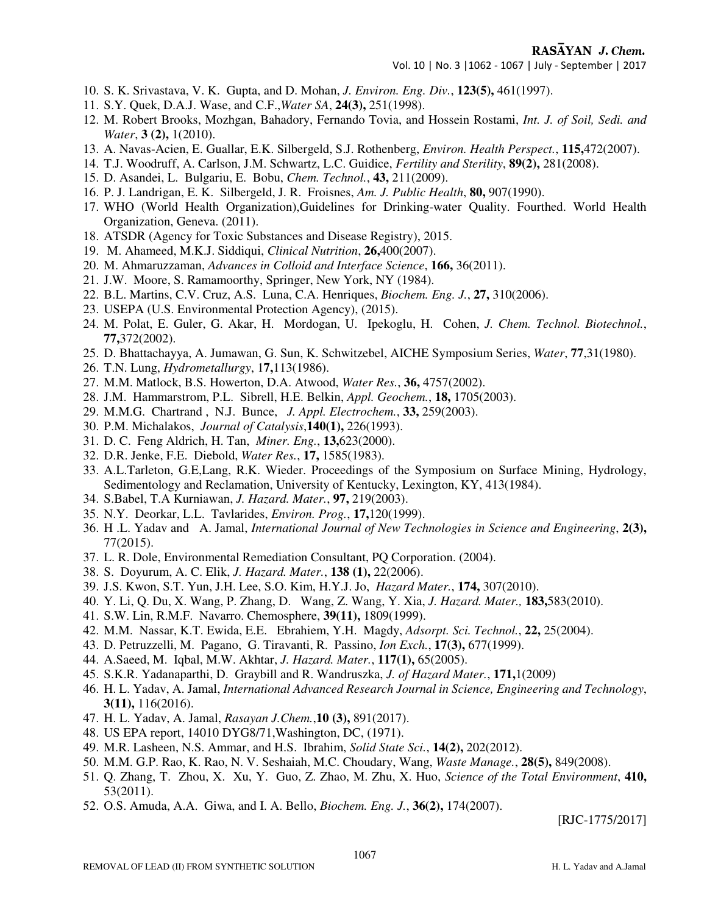10. S. K. Srivastava, V. K. Gupta, and D. Mohan, *J. Environ. Eng. Div.*, **123(5),** 461(1997).
11. S.Y. Quek, D.A.J. Wase, and C.F.,*Water SA*, **24(3),** 251(1998).
12. M. Robert Brooks, Mozhgan, Bahadory, Fernando Tovia, and Hossein Rostami, *Int. J. of Soil, Sedi. and Water*, **3 (2),** 1(2010).
13. A. Navas-Acien, E. Guallar, E.K. Silbergeld, S.J. Rothenberg, *Environ. Health Perspect.*, **115,**472(2007).
14. T.J. Woodruff, A. Carlson, J.M. Schwartz, L.C. Guidice, *Fertility and Sterility*, **89(2),** 281(2008).
15. D. Asandei, L. Bulgariu, E. Bobu, *Chem. Technol.*, **43,** 211(2009).
16. P. J. Landrigan, E. K. Silbergeld, J. R. Froisnes, *Am. J. Public Health*, **80,** 907(1990).
17. WHO (World Health Organization),Guidelines for Drinking-water Quality. Fourthed. World Health Organization, Geneva. (2011).
18. ATSDR (Agency for Toxic Substances and Disease Registry), 2015.
19. M. Ahameed, M.K.J. Siddiqui, *Clinical Nutrition*, **26,**400(2007).
20. M. Ahmaruzzaman, *Advances in Colloid and Interface Science*, **166,** 36(2011).
21. J.W. Moore, S. Ramamoorthy, Springer, New York, NY (1984).
22. B.L. Martins, C.V. Cruz, A.S. Luna, C.A. Henriques, *Biochem. Eng. J.*, **27,** 310(2006).
23. USEPA (U.S. Environmental Protection Agency), (2015).
24. M. Polat, E. Guler, G. Akar, H. Mordogan, U. Ipekoglu, H. Cohen, *J. Chem. Technol. Biotechnol.*, **77,**372(2002).
25. D. Bhattachayya, A. Jumawan, G. Sun, K. Schwitzebel, AICHE Symposium Series, *Water*, **77**,31(1980).
26. T.N. Lung, *Hydrometallurgy*, 1**7,**113(1986).
27. M.M. Matlock, B.S. Howerton, D.A. Atwood, *Water Res.*, **36,** 4757(2002).
28. J.M. Hammarstrom, P.L. Sibrell, H.E. Belkin, *Appl. Geochem.*, **18,** 1705(2003).
29. M.M.G. Chartrand , N.J. Bunce, *J. Appl. Electrochem.*, **33,** 259(2003).
30. P.M. Michalakos, *Journal of Catalysis*,**140(1),** 226(1993).
31. D. C. Feng Aldrich, H. Tan, *Miner. Eng.*, **13,**623(2000).
32. D.R. Jenke, F.E. Diebold, *Water Res.*, **17,** 1585(1983).
33. A.L.Tarleton, G.E,Lang, R.K. Wieder. Proceedings of the Symposium on Surface Mining, Hydrology, Sedimentology and Reclamation, University of Kentucky, Lexington, KY, 413(1984).
34. S.Babel, T.A Kurniawan, *J. Hazard. Mater.*, **97,** 219(2003).
35. N.Y. Deorkar, L.L. Tavlarides, *Environ. Prog.*, **17,**120(1999).
36. H .L. Yadav and A. Jamal, *International Journal of New Technologies in Science and Engineering*, **2(3),** 77(2015).
37. L. R. Dole, Environmental Remediation Consultant, PQ Corporation. (2004).
38. S. Doyurum, A. C. Elik, *J. Hazard. Mater.*, **138 (1),** 22(2006).
39. J.S. Kwon, S.T. Yun, J.H. Lee, S.O. Kim, H.Y.J. Jo, *Hazard Mater.*, **174,** 307(2010).
40. Y. Li, Q. Du, X. Wang, P. Zhang, D. Wang, Z. Wang, Y. Xia, *J. Hazard. Mater.,* **183,**583(2010).
41. S.W. Lin, R.M.F. Navarro. Chemosphere, **39(11),** 1809(1999).
42. M.M. Nassar, K.T. Ewida, E.E. Ebrahiem, Y.H. Magdy, *Adsorpt. Sci. Technol.*, **22,** 25(2004).
43. D. Petruzzelli, M. Pagano, G. Tiravanti, R. Passino, *Ion Exch.*, **17(3),** 677(1999).
44. A.Saeed, M. Iqbal, M.W. Akhtar, *J. Hazard. Mater.*, **117(1),** 65(2005).
45. S.K.R. Yadanaparthi, D. Graybill and R. Wandruszka, *J. of Hazard Mater.*, **171,**1(2009)
46. H. L. Yadav, A. Jamal, *International Advanced Research Journal in Science, Engineering and Technology*, **3(11),** 116(2016).
47. H. L. Yadav, A. Jamal, *Rasayan J.Chem.*,**10 (3),** 891(2017).
48. US EPA report, 14010 DYG8/71,Washington, DC, (1971).
49. M.R. Lasheen, N.S. Ammar, and H.S. Ibrahim, *Solid State Sci.*, **14(2),** 202(2012).
50. M.M. G.P. Rao, K. Rao, N. V. Seshaiah, M.C. Choudary, Wang, *Waste Manage.*, **28(5),** 849(2008).
51. Q. Zhang, T. Zhou, X. Xu, Y. Guo, Z. Zhao, M. Zhu, X. Huo, *Science of the Total Environment*, **410,** 53(2011).
52. O.S. Amuda, A.A. Giwa, and I. A. Bello, *Biochem. Eng. J.*, **36(2),** 174(2007).

[RJC-1775/2017]